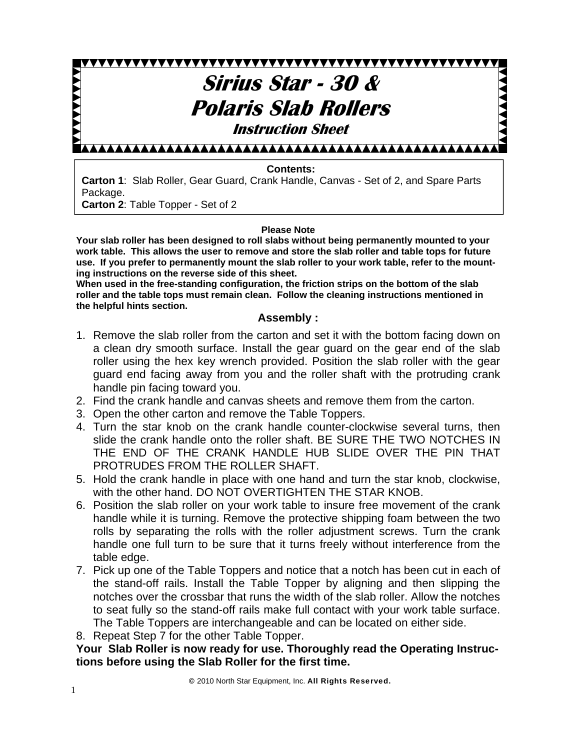# *Sirius Star - 30 &*
# *Polaris Slab Rollers*
### *Instruction Sheet*

**Contents:**

**Carton 1**: Slab Roller, Gear Guard, Crank Handle, Canvas - Set of 2, and Spare Parts Package.
**Carton 2**: Table Topper - Set of 2

**Please Note**

**Your slab roller has been designed to roll slabs without being permanently mounted to your work table. This allows the user to remove and store the slab roller and table tops for future use. If you prefer to permanently mount the slab roller to your work table, refer to the mounting instructions on the reverse side of this sheet.**
**When used in the free-standing configuration, the friction strips on the bottom of the slab roller and the table tops must remain clean. Follow the cleaning instructions mentioned in the helpful hints section.**

## Assembly :

1. Remove the slab roller from the carton and set it with the bottom facing down on a clean dry smooth surface. Install the gear guard on the gear end of the slab roller using the hex key wrench provided. Position the slab roller with the gear guard end facing away from you and the roller shaft with the protruding crank handle pin facing toward you.
2. Find the crank handle and canvas sheets and remove them from the carton.
3. Open the other carton and remove the Table Toppers.
4. Turn the star knob on the crank handle counter-clockwise several turns, then slide the crank handle onto the roller shaft. BE SURE THE TWO NOTCHES IN THE END OF THE CRANK HANDLE HUB SLIDE OVER THE PIN THAT PROTRUDES FROM THE ROLLER SHAFT.
5. Hold the crank handle in place with one hand and turn the star knob, clockwise, with the other hand. DO NOT OVERTIGHTEN THE STAR KNOB.
6. Position the slab roller on your work table to insure free movement of the crank handle while it is turning. Remove the protective shipping foam between the two rolls by separating the rolls with the roller adjustment screws. Turn the crank handle one full turn to be sure that it turns freely without interference from the table edge.
7. Pick up one of the Table Toppers and notice that a notch has been cut in each of the stand-off rails. Install the Table Topper by aligning and then slipping the notches over the crossbar that runs the width of the slab roller. Allow the notches to seat fully so the stand-off rails make full contact with your work table surface. The Table Toppers are interchangeable and can be located on either side.
8. Repeat Step 7 for the other Table Topper.

**Your Slab Roller is now ready for use. Thoroughly read the Operating Instructions before using the Slab Roller for the first time.**

© 2010 North Star Equipment, Inc. **All Rights Reserved.**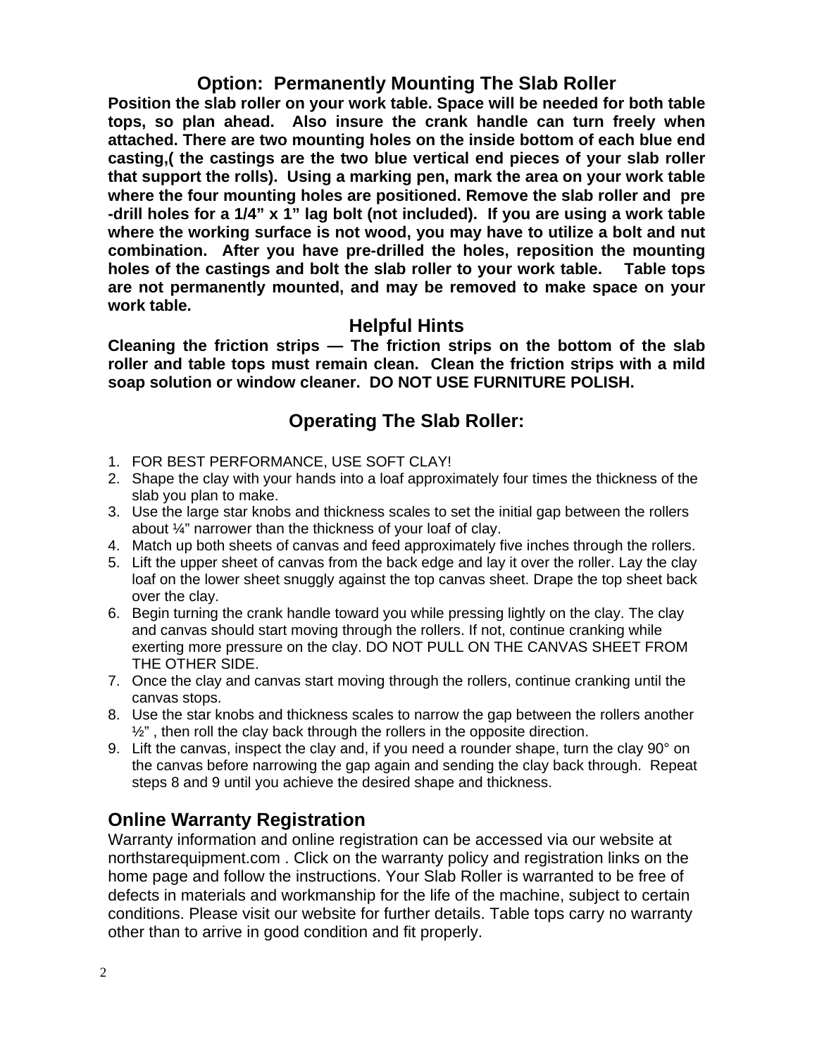## Option: Permanently Mounting The Slab Roller

**Position the slab roller on your work table. Space will be needed for both table tops, so plan ahead. Also insure the crank handle can turn freely when attached. There are two mounting holes on the inside bottom of each blue end casting,( the castings are the two blue vertical end pieces of your slab roller that support the rolls). Using a marking pen, mark the area on your work table where the four mounting holes are positioned. Remove the slab roller and pre -drill holes for a 1/4" x 1" lag bolt (not included). If you are using a work table where the working surface is not wood, you may have to utilize a bolt and nut combination. After you have pre-drilled the holes, reposition the mounting holes of the castings and bolt the slab roller to your work table. Table tops are not permanently mounted, and may be removed to make space on your work table.**

## Helpful Hints

**Cleaning the friction strips — The friction strips on the bottom of the slab roller and table tops must remain clean. Clean the friction strips with a mild soap solution or window cleaner. DO NOT USE FURNITURE POLISH.**

## Operating The Slab Roller:

1. FOR BEST PERFORMANCE, USE SOFT CLAY!
2. Shape the clay with your hands into a loaf approximately four times the thickness of the slab you plan to make.
3. Use the large star knobs and thickness scales to set the initial gap between the rollers about ¼" narrower than the thickness of your loaf of clay.
4. Match up both sheets of canvas and feed approximately five inches through the rollers.
5. Lift the upper sheet of canvas from the back edge and lay it over the roller. Lay the clay loaf on the lower sheet snuggly against the top canvas sheet. Drape the top sheet back over the clay.
6. Begin turning the crank handle toward you while pressing lightly on the clay. The clay and canvas should start moving through the rollers. If not, continue cranking while exerting more pressure on the clay. DO NOT PULL ON THE CANVAS SHEET FROM THE OTHER SIDE.
7. Once the clay and canvas start moving through the rollers, continue cranking until the canvas stops.
8. Use the star knobs and thickness scales to narrow the gap between the rollers another ½" , then roll the clay back through the rollers in the opposite direction.
9. Lift the canvas, inspect the clay and, if you need a rounder shape, turn the clay 90° on the canvas before narrowing the gap again and sending the clay back through. Repeat steps 8 and 9 until you achieve the desired shape and thickness.

## Online Warranty Registration

Warranty information and online registration can be accessed via our website at northstarequipment.com . Click on the warranty policy and registration links on the home page and follow the instructions. Your Slab Roller is warranted to be free of defects in materials and workmanship for the life of the machine, subject to certain conditions. Please visit our website for further details. Table tops carry no warranty other than to arrive in good condition and fit properly.